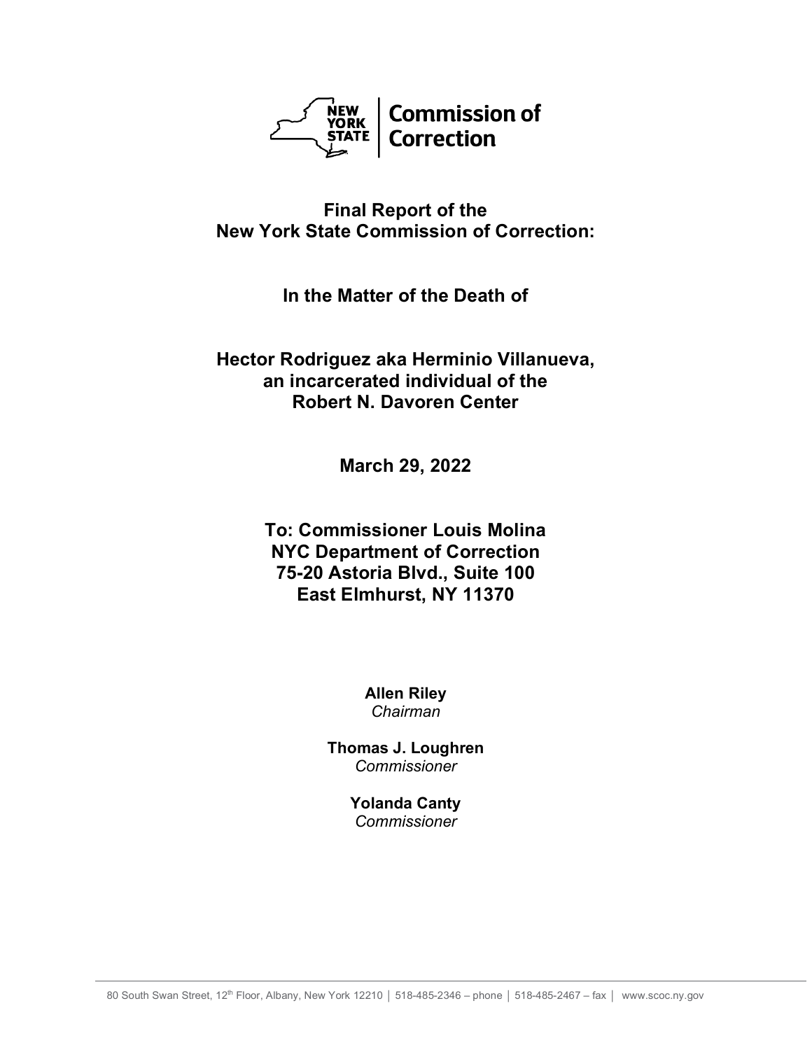NEW YORK STATE | Commission of Correction

# Final Report of the New York State Commission of Correction:

## In the Matter of the Death of

## Hector Rodriguez aka Herminio Villanueva, an incarcerated individual of the Robert N. Davoren Center

**March 29, 2022**

**To: Commissioner Louis Molina**
**NYC Department of Correction**
**75-20 Astoria Blvd., Suite 100**
**East Elmhurst, NY 11370**

**Allen Riley**
*Chairman*

**Thomas J. Loughren**
*Commissioner*

**Yolanda Canty**
*Commissioner*

80 South Swan Street, 12th Floor, Albany, New York 12210 │ 518-485-2346 – phone │ 518-485-2467 – fax │ www.scoc.ny.gov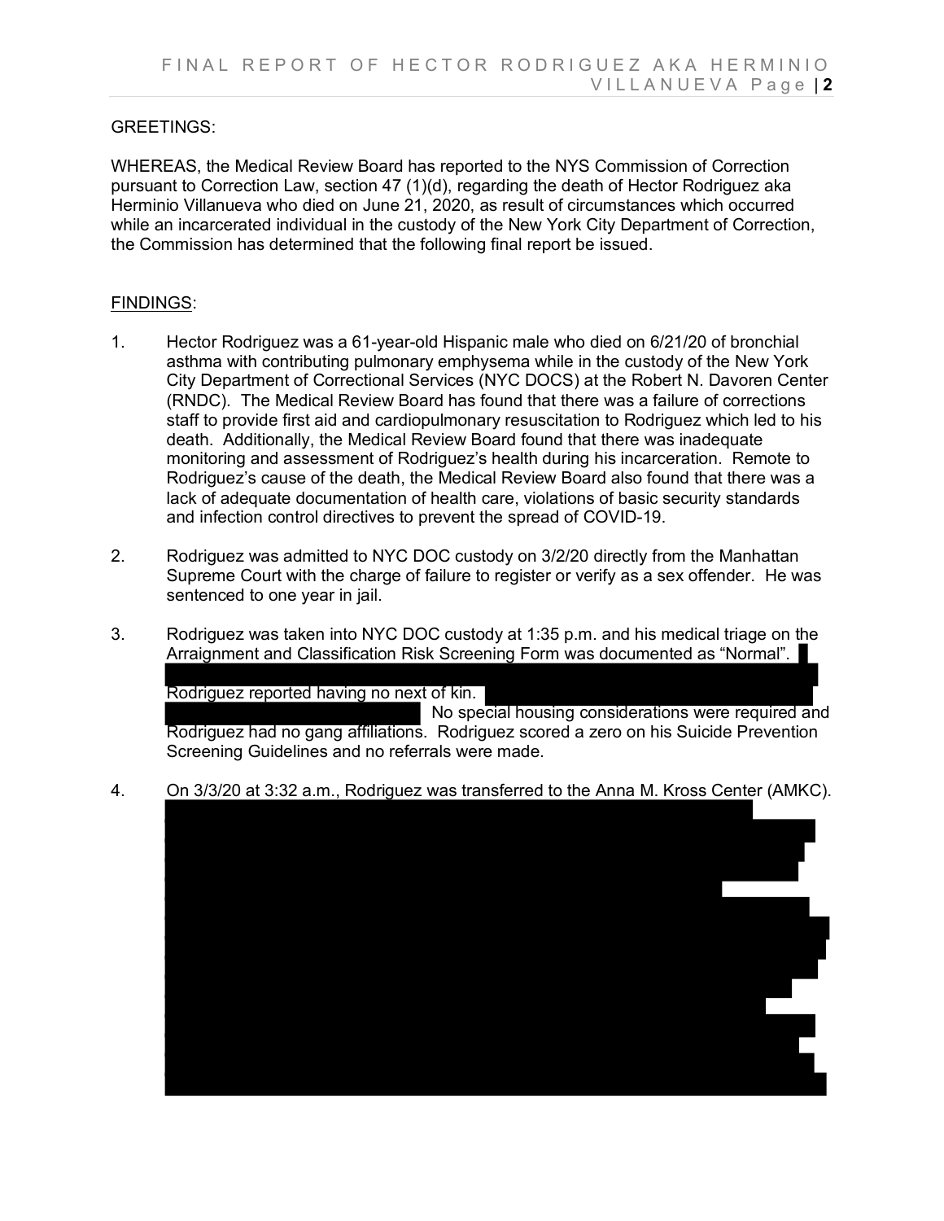GREETINGS:

WHEREAS, the Medical Review Board has reported to the NYS Commission of Correction pursuant to Correction Law, section 47 (1)(d), regarding the death of Hector Rodriguez aka Herminio Villanueva who died on June 21, 2020, as result of circumstances which occurred while an incarcerated individual in the custody of the New York City Department of Correction, the Commission has determined that the following final report be issued.

FINDINGS:

1. Hector Rodriguez was a 61-year-old Hispanic male who died on 6/21/20 of bronchial asthma with contributing pulmonary emphysema while in the custody of the New York City Department of Correctional Services (NYC DOCS) at the Robert N. Davoren Center (RNDC). The Medical Review Board has found that there was a failure of corrections staff to provide first aid and cardiopulmonary resuscitation to Rodriguez which led to his death. Additionally, the Medical Review Board found that there was inadequate monitoring and assessment of Rodriguez's health during his incarceration. Remote to Rodriguez's cause of the death, the Medical Review Board also found that there was a lack of adequate documentation of health care, violations of basic security standards and infection control directives to prevent the spread of COVID-19.

2. Rodriguez was admitted to NYC DOC custody on 3/2/20 directly from the Manhattan Supreme Court with the charge of failure to register or verify as a sex offender. He was sentenced to one year in jail.

3. Rodriguez was taken into NYC DOC custody at 1:35 p.m. and his medical triage on the Arraignment and Classification Risk Screening Form was documented as "Normal". [REDACTED] Rodriguez reported having no next of kin. [REDACTED] No special housing considerations were required and Rodriguez had no gang affiliations. Rodriguez scored a zero on his Suicide Prevention Screening Guidelines and no referrals were made.

4. On 3/3/20 at 3:32 a.m., Rodriguez was transferred to the Anna M. Kross Center (AMKC). [REDACTED]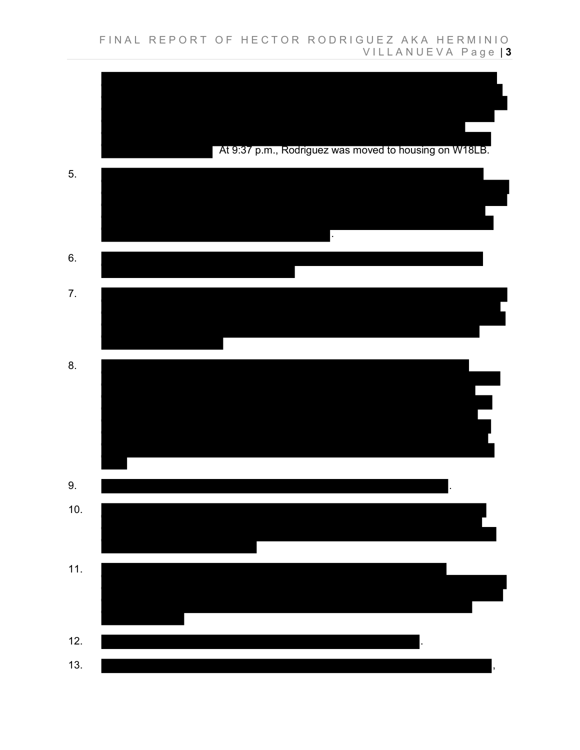At 9:37 p.m., Rodriguez was moved to housing on W18LB.

5. .

6.

7.

8.

9. .

10.

11.

12. .

13. ,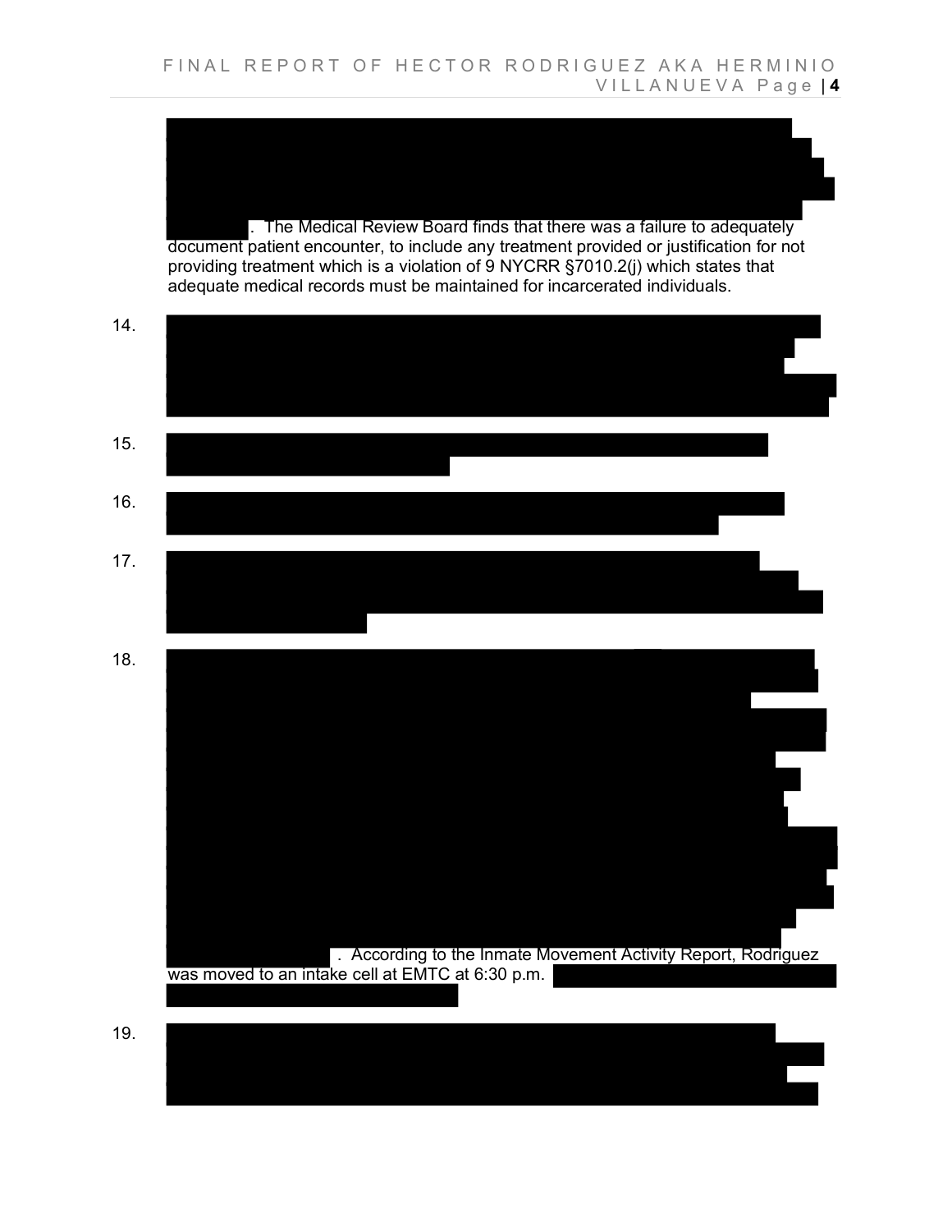. The Medical Review Board finds that there was a failure to adequately document patient encounter, to include any treatment provided or justification for not providing treatment which is a violation of 9 NYCRR §7010.2(j) which states that adequate medical records must be maintained for incarcerated individuals.

14.

15.

16.

17.

18. . According to the Inmate Movement Activity Report, Rodriguez was moved to an intake cell at EMTC at 6:30 p.m.

19.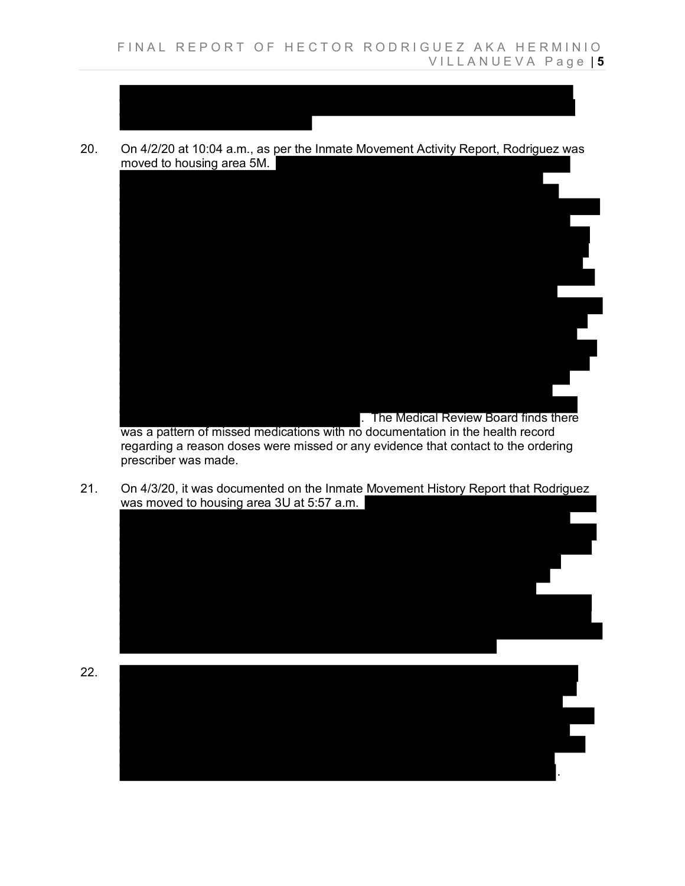20. On 4/2/20 at 10:04 a.m., as per the Inmate Movement Activity Report, Rodriguez was moved to housing area 5M. . The Medical Review Board finds there was a pattern of missed medications with no documentation in the health record regarding a reason doses were missed or any evidence that contact to the ordering prescriber was made.

21. On 4/3/20, it was documented on the Inmate Movement History Report that Rodriguez was moved to housing area 3U at 5:57 a.m.

22. .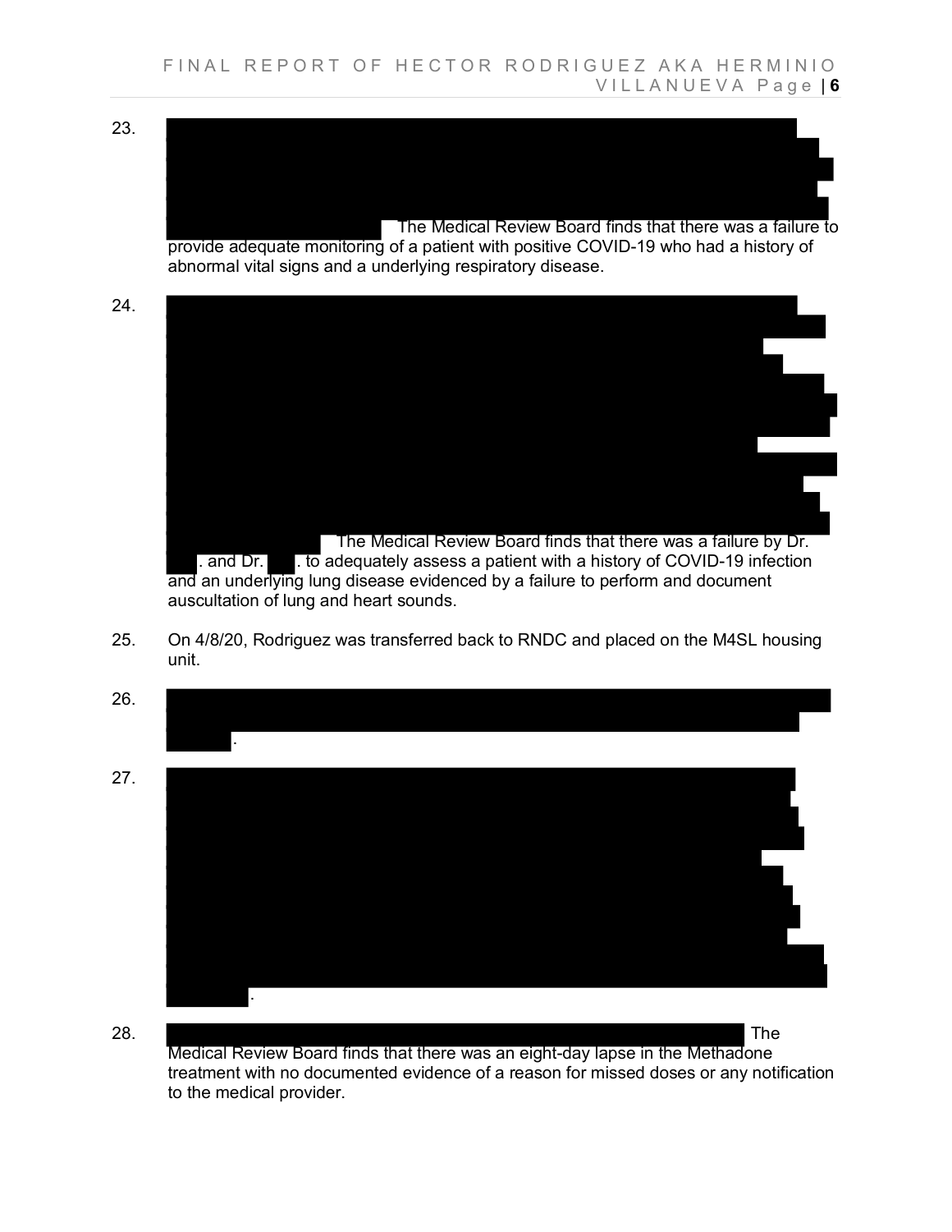23. The Medical Review Board finds that there was a failure to provide adequate monitoring of a patient with positive COVID-19 who had a history of abnormal vital signs and a underlying respiratory disease.

24. The Medical Review Board finds that there was a failure by Dr. . and Dr. . to adequately assess a patient with a history of COVID-19 infection and an underlying lung disease evidenced by a failure to perform and document auscultation of lung and heart sounds.

25. On 4/8/20, Rodriguez was transferred back to RNDC and placed on the M4SL housing unit.

26. .

27. .

28. The Medical Review Board finds that there was an eight-day lapse in the Methadone treatment with no documented evidence of a reason for missed doses or any notification to the medical provider.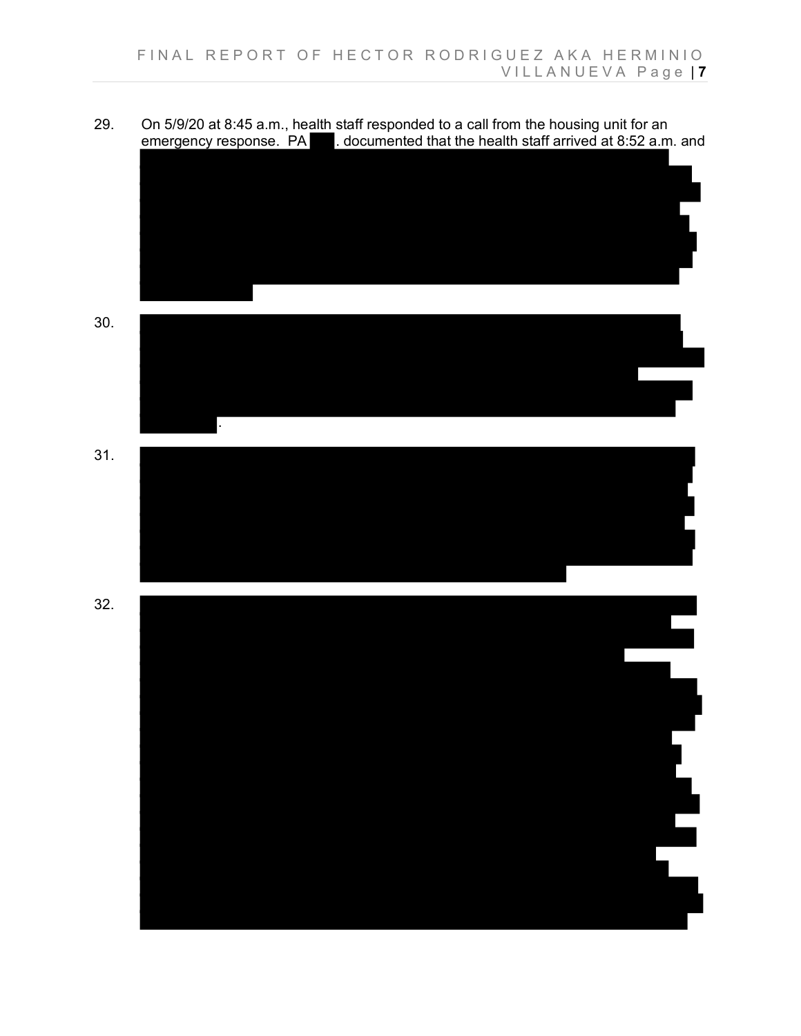29. On 5/9/20 at 8:45 a.m., health staff responded to a call from the housing unit for an emergency response. PA ███. documented that the health staff arrived at 8:52 a.m. and ███

30. ███.

31. ███

32. ███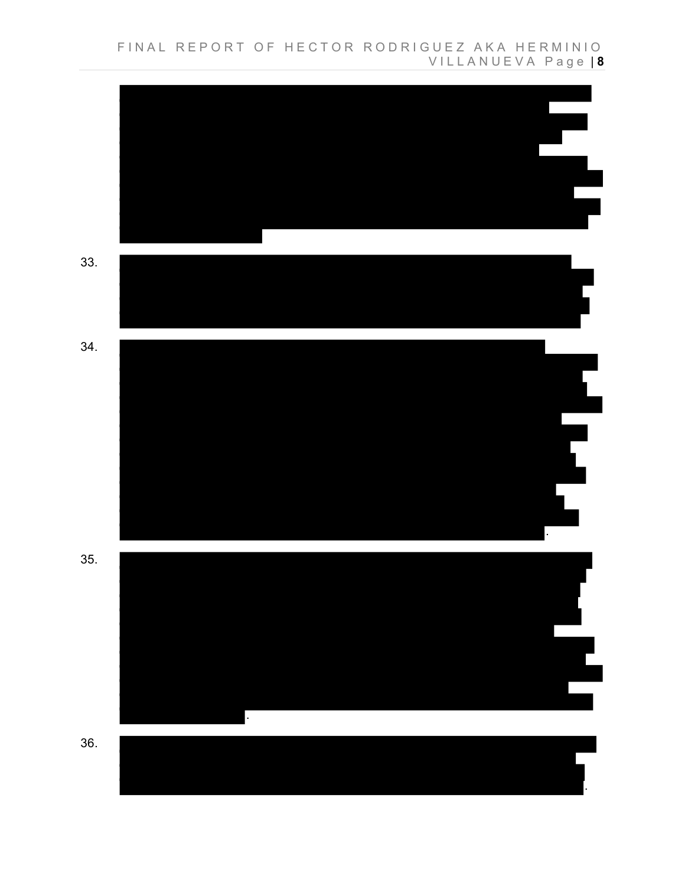33.

34. .

35. .

36. .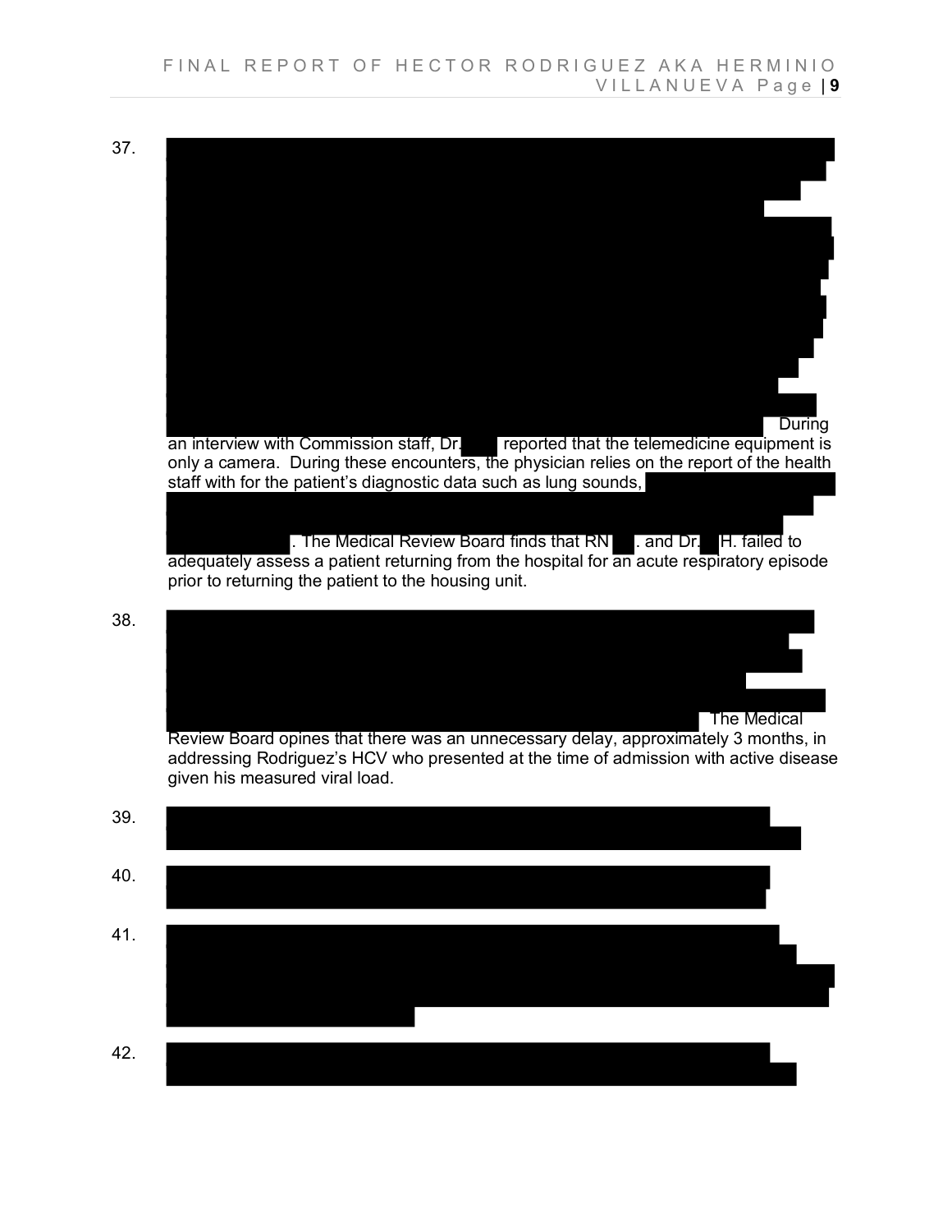37. During an interview with Commission staff, Dr. reported that the telemedicine equipment is only a camera. During these encounters, the physician relies on the report of the health staff with for the patient's diagnostic data such as lung sounds, . The Medical Review Board finds that RN . and Dr. H. failed to adequately assess a patient returning from the hospital for an acute respiratory episode prior to returning the patient to the housing unit.

38. The Medical Review Board opines that there was an unnecessary delay, approximately 3 months, in addressing Rodriguez's HCV who presented at the time of admission with active disease given his measured viral load.

39. 

40. 

41. 

42.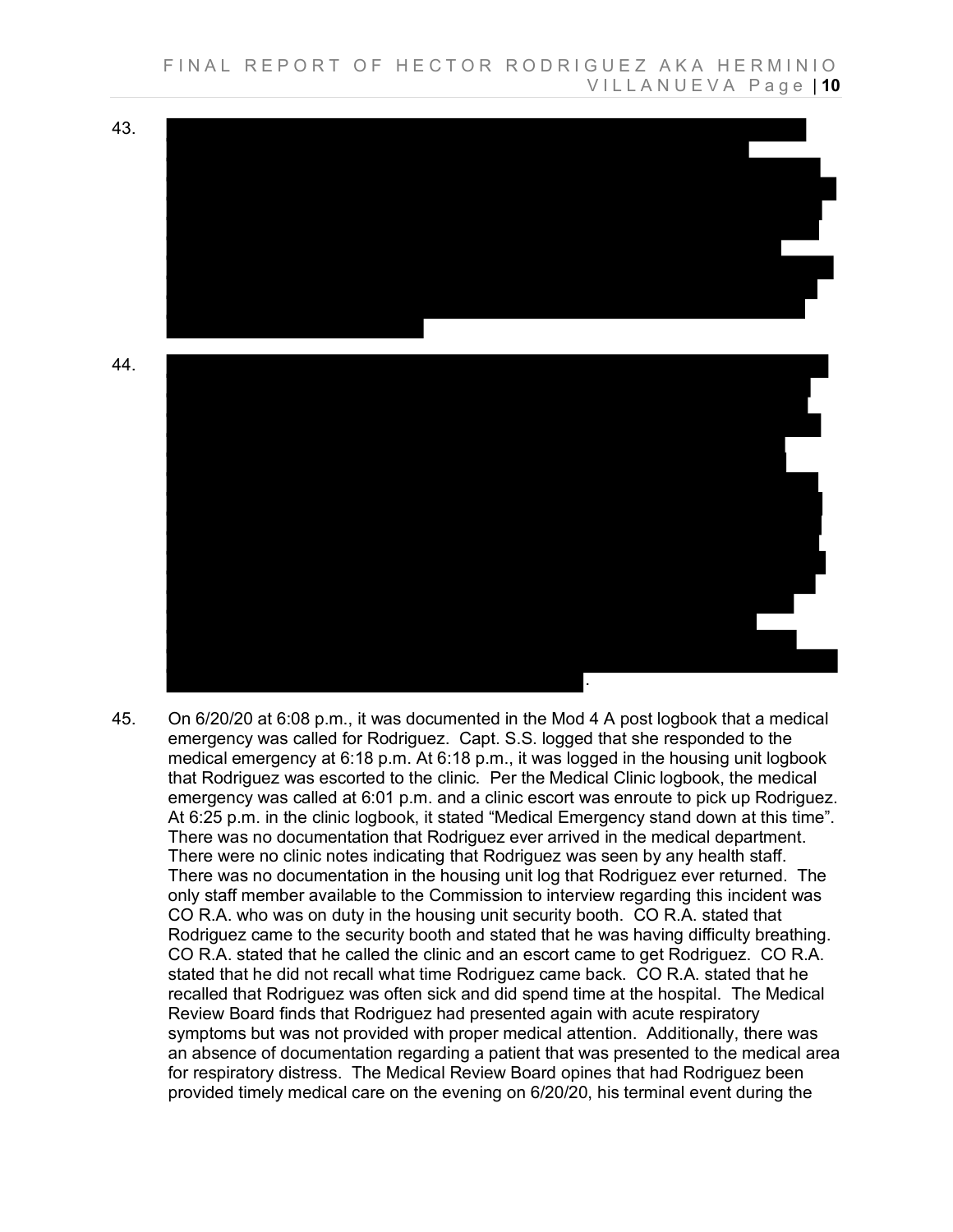43.

44.

.

45. On 6/20/20 at 6:08 p.m., it was documented in the Mod 4 A post logbook that a medical emergency was called for Rodriguez. Capt. S.S. logged that she responded to the medical emergency at 6:18 p.m. At 6:18 p.m., it was logged in the housing unit logbook that Rodriguez was escorted to the clinic. Per the Medical Clinic logbook, the medical emergency was called at 6:01 p.m. and a clinic escort was enroute to pick up Rodriguez. At 6:25 p.m. in the clinic logbook, it stated "Medical Emergency stand down at this time". There was no documentation that Rodriguez ever arrived in the medical department. There were no clinic notes indicating that Rodriguez was seen by any health staff. There was no documentation in the housing unit log that Rodriguez ever returned. The only staff member available to the Commission to interview regarding this incident was CO R.A. who was on duty in the housing unit security booth. CO R.A. stated that Rodriguez came to the security booth and stated that he was having difficulty breathing. CO R.A. stated that he called the clinic and an escort came to get Rodriguez. CO R.A. stated that he did not recall what time Rodriguez came back. CO R.A. stated that he recalled that Rodriguez was often sick and did spend time at the hospital. The Medical Review Board finds that Rodriguez had presented again with acute respiratory symptoms but was not provided with proper medical attention. Additionally, there was an absence of documentation regarding a patient that was presented to the medical area for respiratory distress. The Medical Review Board opines that had Rodriguez been provided timely medical care on the evening on 6/20/20, his terminal event during the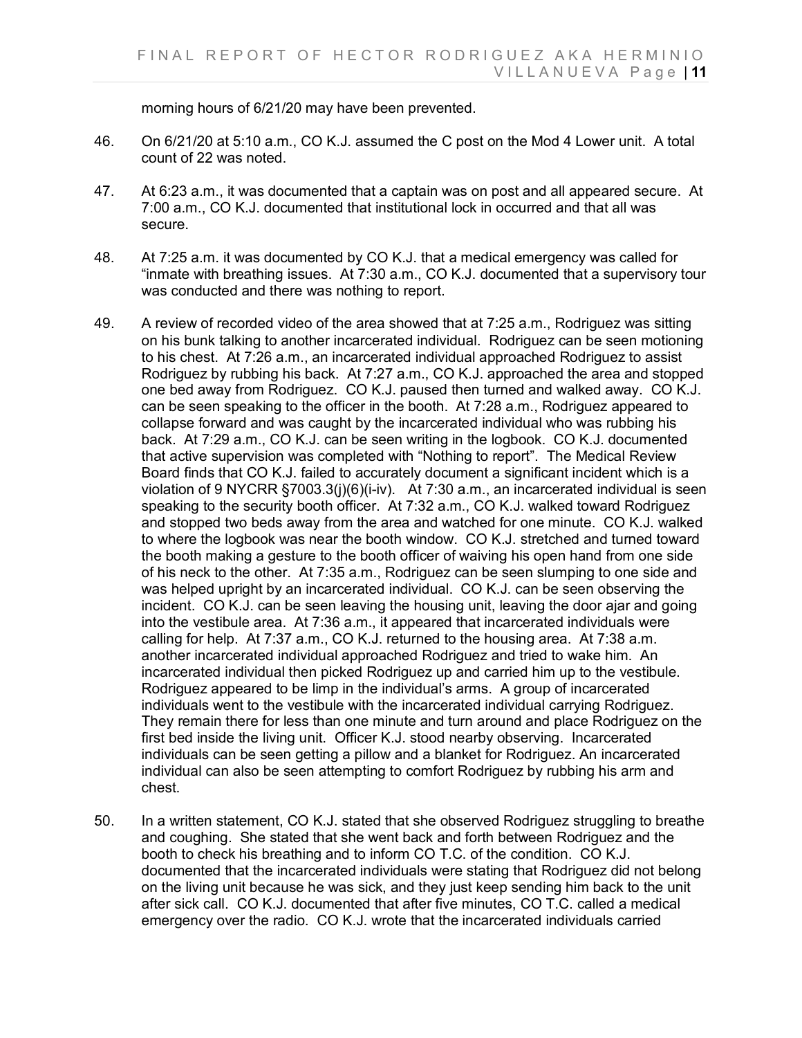morning hours of 6/21/20 may have been prevented.

46. On 6/21/20 at 5:10 a.m., CO K.J. assumed the C post on the Mod 4 Lower unit. A total count of 22 was noted.

47. At 6:23 a.m., it was documented that a captain was on post and all appeared secure. At 7:00 a.m., CO K.J. documented that institutional lock in occurred and that all was secure.

48. At 7:25 a.m. it was documented by CO K.J. that a medical emergency was called for "inmate with breathing issues. At 7:30 a.m., CO K.J. documented that a supervisory tour was conducted and there was nothing to report.

49. A review of recorded video of the area showed that at 7:25 a.m., Rodriguez was sitting on his bunk talking to another incarcerated individual. Rodriguez can be seen motioning to his chest. At 7:26 a.m., an incarcerated individual approached Rodriguez to assist Rodriguez by rubbing his back. At 7:27 a.m., CO K.J. approached the area and stopped one bed away from Rodriguez. CO K.J. paused then turned and walked away. CO K.J. can be seen speaking to the officer in the booth. At 7:28 a.m., Rodriguez appeared to collapse forward and was caught by the incarcerated individual who was rubbing his back. At 7:29 a.m., CO K.J. can be seen writing in the logbook. CO K.J. documented that active supervision was completed with "Nothing to report". The Medical Review Board finds that CO K.J. failed to accurately document a significant incident which is a violation of 9 NYCRR §7003.3(j)(6)(i-iv). At 7:30 a.m., an incarcerated individual is seen speaking to the security booth officer. At 7:32 a.m., CO K.J. walked toward Rodriguez and stopped two beds away from the area and watched for one minute. CO K.J. walked to where the logbook was near the booth window. CO K.J. stretched and turned toward the booth making a gesture to the booth officer of waiving his open hand from one side of his neck to the other. At 7:35 a.m., Rodriguez can be seen slumping to one side and was helped upright by an incarcerated individual. CO K.J. can be seen observing the incident. CO K.J. can be seen leaving the housing unit, leaving the door ajar and going into the vestibule area. At 7:36 a.m., it appeared that incarcerated individuals were calling for help. At 7:37 a.m., CO K.J. returned to the housing area. At 7:38 a.m. another incarcerated individual approached Rodriguez and tried to wake him. An incarcerated individual then picked Rodriguez up and carried him up to the vestibule. Rodriguez appeared to be limp in the individual's arms. A group of incarcerated individuals went to the vestibule with the incarcerated individual carrying Rodriguez. They remain there for less than one minute and turn around and place Rodriguez on the first bed inside the living unit. Officer K.J. stood nearby observing. Incarcerated individuals can be seen getting a pillow and a blanket for Rodriguez. An incarcerated individual can also be seen attempting to comfort Rodriguez by rubbing his arm and chest.

50. In a written statement, CO K.J. stated that she observed Rodriguez struggling to breathe and coughing. She stated that she went back and forth between Rodriguez and the booth to check his breathing and to inform CO T.C. of the condition. CO K.J. documented that the incarcerated individuals were stating that Rodriguez did not belong on the living unit because he was sick, and they just keep sending him back to the unit after sick call. CO K.J. documented that after five minutes, CO T.C. called a medical emergency over the radio. CO K.J. wrote that the incarcerated individuals carried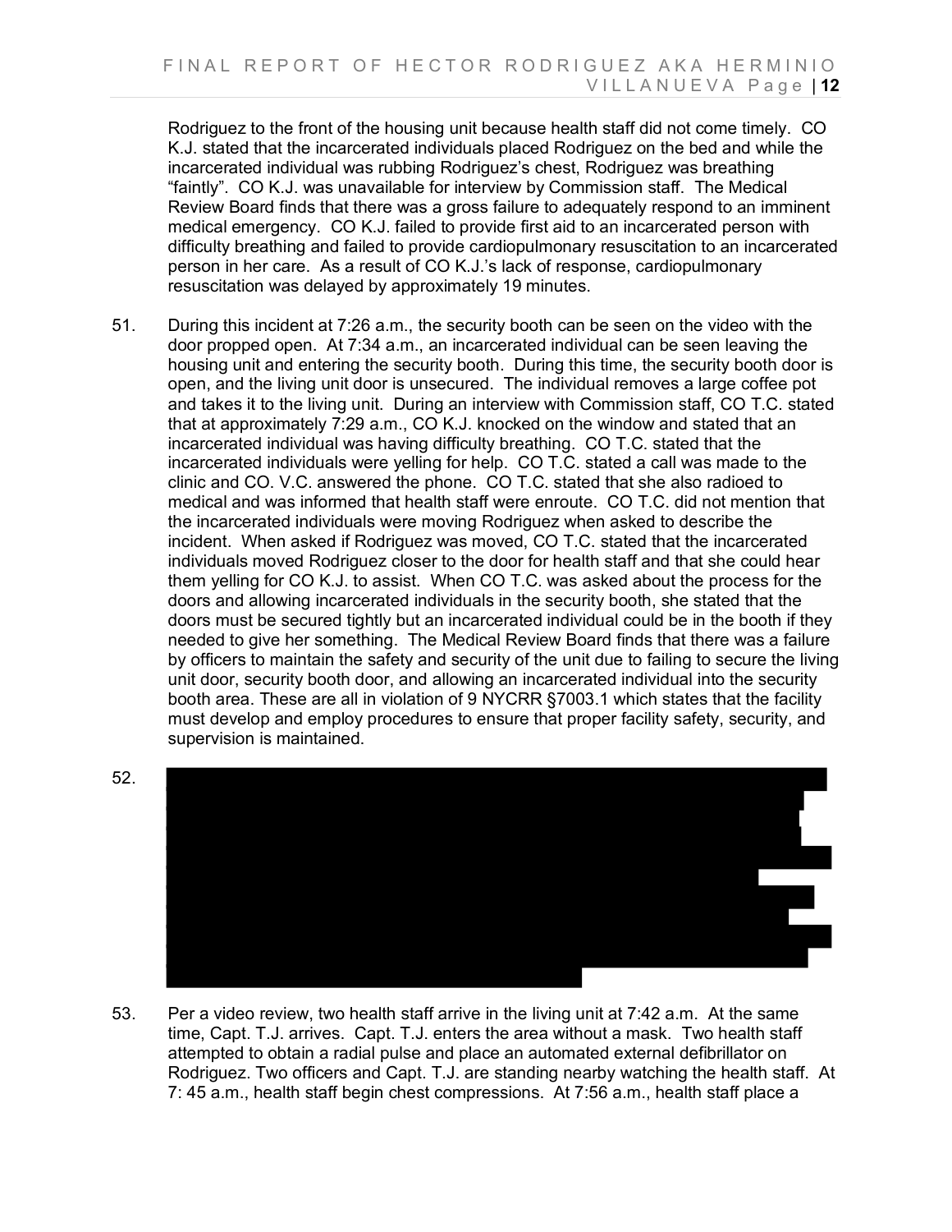Rodriguez to the front of the housing unit because health staff did not come timely. CO K.J. stated that the incarcerated individuals placed Rodriguez on the bed and while the incarcerated individual was rubbing Rodriguez's chest, Rodriguez was breathing "faintly". CO K.J. was unavailable for interview by Commission staff. The Medical Review Board finds that there was a gross failure to adequately respond to an imminent medical emergency. CO K.J. failed to provide first aid to an incarcerated person with difficulty breathing and failed to provide cardiopulmonary resuscitation to an incarcerated person in her care. As a result of CO K.J.'s lack of response, cardiopulmonary resuscitation was delayed by approximately 19 minutes.

51. During this incident at 7:26 a.m., the security booth can be seen on the video with the door propped open. At 7:34 a.m., an incarcerated individual can be seen leaving the housing unit and entering the security booth. During this time, the security booth door is open, and the living unit door is unsecured. The individual removes a large coffee pot and takes it to the living unit. During an interview with Commission staff, CO T.C. stated that at approximately 7:29 a.m., CO K.J. knocked on the window and stated that an incarcerated individual was having difficulty breathing. CO T.C. stated that the incarcerated individuals were yelling for help. CO T.C. stated a call was made to the clinic and CO. V.C. answered the phone. CO T.C. stated that she also radioed to medical and was informed that health staff were enroute. CO T.C. did not mention that the incarcerated individuals were moving Rodriguez when asked to describe the incident. When asked if Rodriguez was moved, CO T.C. stated that the incarcerated individuals moved Rodriguez closer to the door for health staff and that she could hear them yelling for CO K.J. to assist. When CO T.C. was asked about the process for the doors and allowing incarcerated individuals in the security booth, she stated that the doors must be secured tightly but an incarcerated individual could be in the booth if they needed to give her something. The Medical Review Board finds that there was a failure by officers to maintain the safety and security of the unit due to failing to secure the living unit door, security booth door, and allowing an incarcerated individual into the security booth area. These are all in violation of 9 NYCRR §7003.1 which states that the facility must develop and employ procedures to ensure that proper facility safety, security, and supervision is maintained.

52. [REDACTED]

53. Per a video review, two health staff arrive in the living unit at 7:42 a.m. At the same time, Capt. T.J. arrives. Capt. T.J. enters the area without a mask. Two health staff attempted to obtain a radial pulse and place an automated external defibrillator on Rodriguez. Two officers and Capt. T.J. are standing nearby watching the health staff. At 7: 45 a.m., health staff begin chest compressions. At 7:56 a.m., health staff place a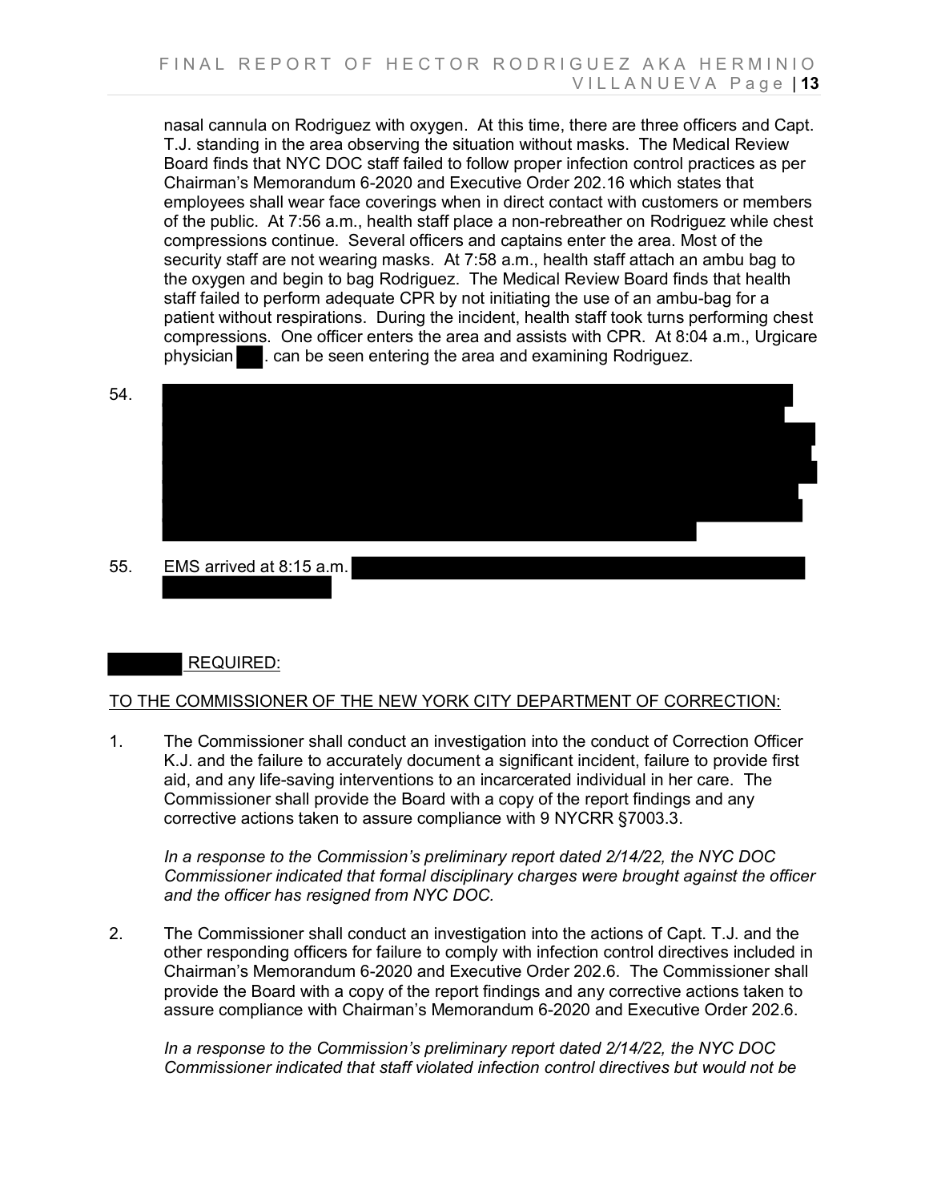nasal cannula on Rodriguez with oxygen. At this time, there are three officers and Capt. T.J. standing in the area observing the situation without masks. The Medical Review Board finds that NYC DOC staff failed to follow proper infection control practices as per Chairman's Memorandum 6-2020 and Executive Order 202.16 which states that employees shall wear face coverings when in direct contact with customers or members of the public. At 7:56 a.m., health staff place a non-rebreather on Rodriguez while chest compressions continue. Several officers and captains enter the area. Most of the security staff are not wearing masks. At 7:58 a.m., health staff attach an ambu bag to the oxygen and begin to bag Rodriguez. The Medical Review Board finds that health staff failed to perform adequate CPR by not initiating the use of an ambu-bag for a patient without respirations. During the incident, health staff took turns performing chest compressions. One officer enters the area and assists with CPR. At 8:04 a.m., Urgicare physician [REDACTED]. can be seen entering the area and examining Rodriguez.

54. [REDACTED]

55. EMS arrived at 8:15 a.m. [REDACTED]

[REDACTED] REQUIRED:

TO THE COMMISSIONER OF THE NEW YORK CITY DEPARTMENT OF CORRECTION:

1. The Commissioner shall conduct an investigation into the conduct of Correction Officer K.J. and the failure to accurately document a significant incident, failure to provide first aid, and any life-saving interventions to an incarcerated individual in her care. The Commissioner shall provide the Board with a copy of the report findings and any corrective actions taken to assure compliance with 9 NYCRR §7003.3.

   *In a response to the Commission's preliminary report dated 2/14/22, the NYC DOC Commissioner indicated that formal disciplinary charges were brought against the officer and the officer has resigned from NYC DOC.*

2. The Commissioner shall conduct an investigation into the actions of Capt. T.J. and the other responding officers for failure to comply with infection control directives included in Chairman's Memorandum 6-2020 and Executive Order 202.6. The Commissioner shall provide the Board with a copy of the report findings and any corrective actions taken to assure compliance with Chairman's Memorandum 6-2020 and Executive Order 202.6.

   *In a response to the Commission's preliminary report dated 2/14/22, the NYC DOC Commissioner indicated that staff violated infection control directives but would not be*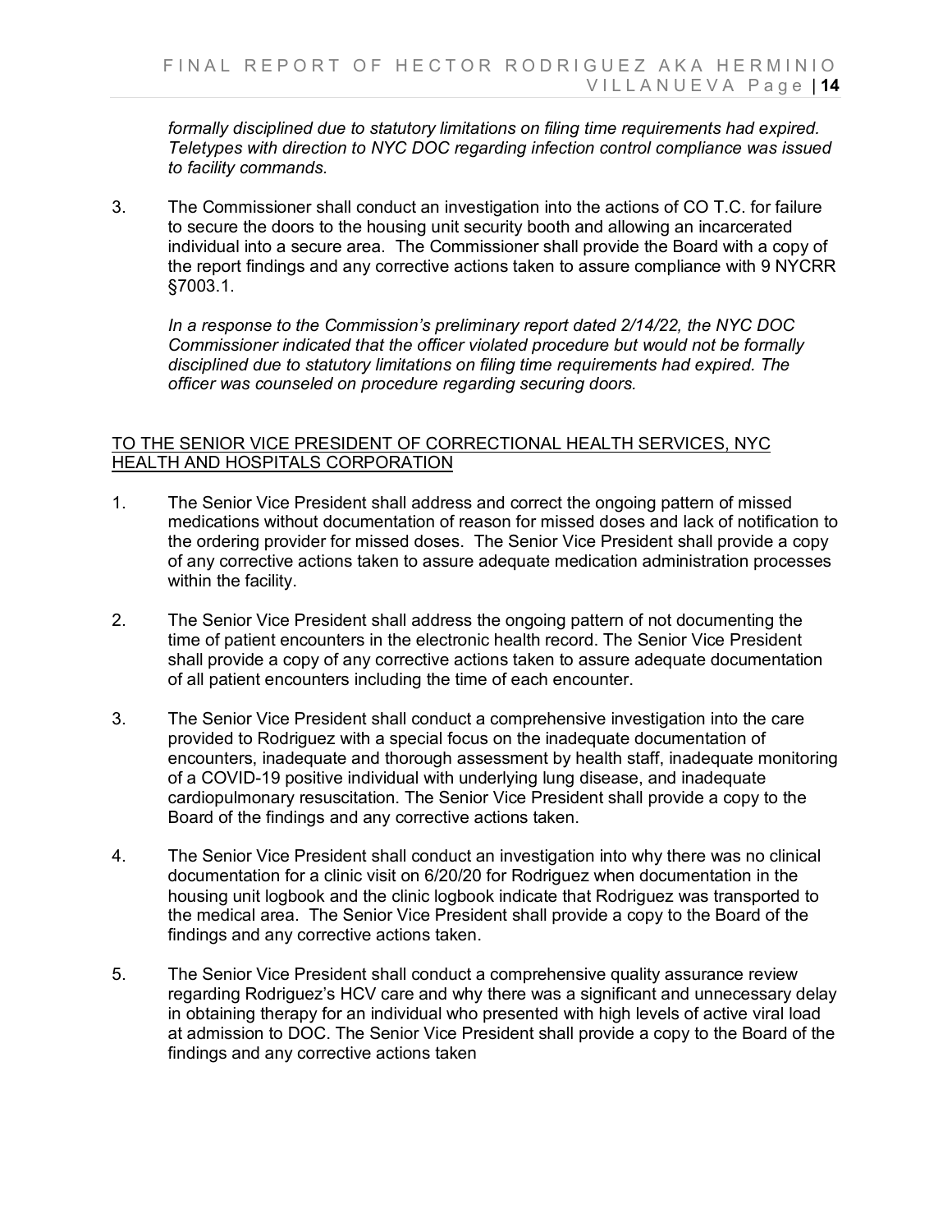*formally disciplined due to statutory limitations on filing time requirements had expired. Teletypes with direction to NYC DOC regarding infection control compliance was issued to facility commands.*

3. The Commissioner shall conduct an investigation into the actions of CO T.C. for failure to secure the doors to the housing unit security booth and allowing an incarcerated individual into a secure area. The Commissioner shall provide the Board with a copy of the report findings and any corrective actions taken to assure compliance with 9 NYCRR §7003.1.

   *In a response to the Commission's preliminary report dated 2/14/22, the NYC DOC Commissioner indicated that the officer violated procedure but would not be formally disciplined due to statutory limitations on filing time requirements had expired. The officer was counseled on procedure regarding securing doors.*

<u>TO THE SENIOR VICE PRESIDENT OF CORRECTIONAL HEALTH SERVICES, NYC HEALTH AND HOSPITALS CORPORATION</u>

1. The Senior Vice President shall address and correct the ongoing pattern of missed medications without documentation of reason for missed doses and lack of notification to the ordering provider for missed doses. The Senior Vice President shall provide a copy of any corrective actions taken to assure adequate medication administration processes within the facility.

2. The Senior Vice President shall address the ongoing pattern of not documenting the time of patient encounters in the electronic health record. The Senior Vice President shall provide a copy of any corrective actions taken to assure adequate documentation of all patient encounters including the time of each encounter.

3. The Senior Vice President shall conduct a comprehensive investigation into the care provided to Rodriguez with a special focus on the inadequate documentation of encounters, inadequate and thorough assessment by health staff, inadequate monitoring of a COVID-19 positive individual with underlying lung disease, and inadequate cardiopulmonary resuscitation. The Senior Vice President shall provide a copy to the Board of the findings and any corrective actions taken.

4. The Senior Vice President shall conduct an investigation into why there was no clinical documentation for a clinic visit on 6/20/20 for Rodriguez when documentation in the housing unit logbook and the clinic logbook indicate that Rodriguez was transported to the medical area. The Senior Vice President shall provide a copy to the Board of the findings and any corrective actions taken.

5. The Senior Vice President shall conduct a comprehensive quality assurance review regarding Rodriguez's HCV care and why there was a significant and unnecessary delay in obtaining therapy for an individual who presented with high levels of active viral load at admission to DOC. The Senior Vice President shall provide a copy to the Board of the findings and any corrective actions taken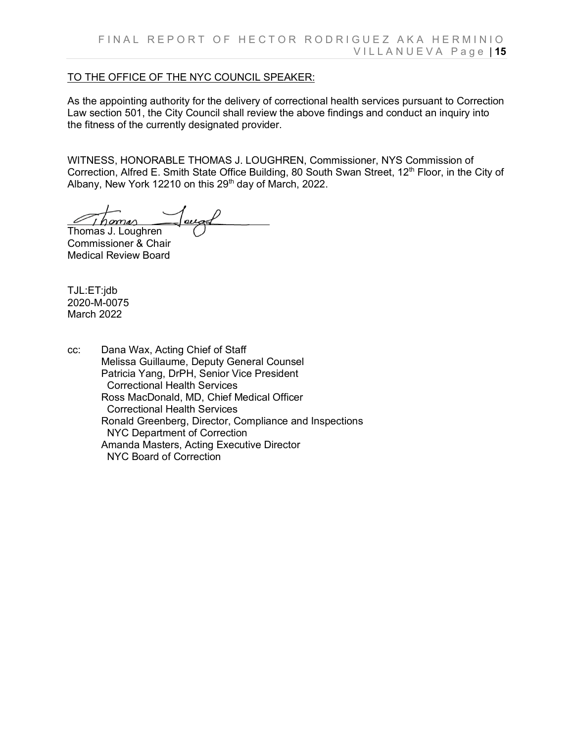<u>TO THE OFFICE OF THE NYC COUNCIL SPEAKER:</u>

As the appointing authority for the delivery of correctional health services pursuant to Correction Law section 501, the City Council shall review the above findings and conduct an inquiry into the fitness of the currently designated provider.

WITNESS, HONORABLE THOMAS J. LOUGHREN, Commissioner, NYS Commission of Correction, Alfred E. Smith State Office Building, 80 South Swan Street, 12th Floor, in the City of Albany, New York 12210 on this 29th day of March, 2022.

Thomas J. Loughren
Commissioner & Chair
Medical Review Board

TJL:ET:jdb
2020-M-0075
March 2022

cc: Dana Wax, Acting Chief of Staff
Melissa Guillaume, Deputy General Counsel
Patricia Yang, DrPH, Senior Vice President
Correctional Health Services
Ross MacDonald, MD, Chief Medical Officer
Correctional Health Services
Ronald Greenberg, Director, Compliance and Inspections
NYC Department of Correction
Amanda Masters, Acting Executive Director
NYC Board of Correction